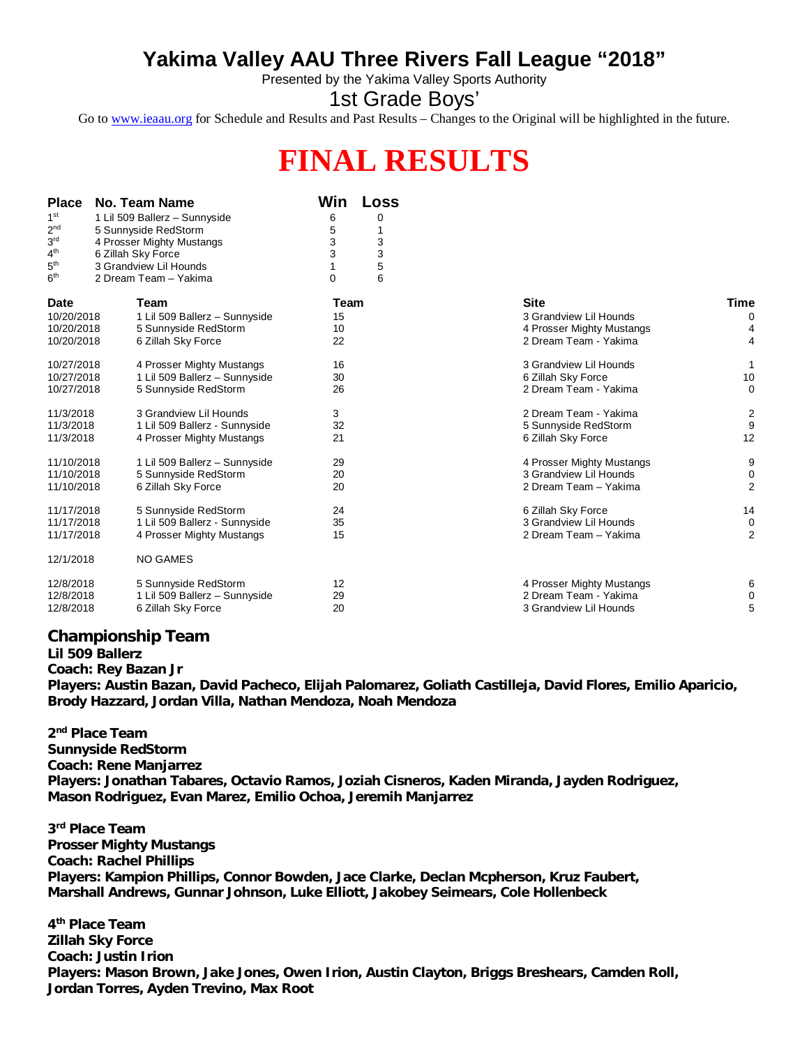# Yakima Valley AAU Three Rivers Fall League "2018"

Presented by the Yakima Valley Sports Authority

## 1st Grade Boys'

Go to www.ieaau.org for Schedule and Results and Past Results – Changes to the Original will be highlighted in the future.

# FINAL RESULTS

| Place | No. Team Name | Win | Loss |
|---|---|---|---|
| 1st | 1 Lil 509 Ballerz – Sunnyside | 6 | 0 |
| 2nd | 5 Sunnyside RedStorm | 5 | 1 |
| 3rd | 4 Prosser Mighty Mustangs | 3 | 3 |
| 4th | 6 Zillah Sky Force | 3 | 3 |
| 5th | 3 Grandview Lil Hounds | 1 | 5 |
| 6th | 2 Dream Team – Yakima | 0 | 6 |

| Date | Team | Team | Site | Time |
|---|---|---|---|---|
| 10/20/2018 | 1 Lil 509 Ballerz – Sunnyside | 15 | 3 Grandview Lil Hounds | 0 |
| 10/20/2018 | 5 Sunnyside RedStorm | 10 | 4 Prosser Mighty Mustangs | 4 |
| 10/20/2018 | 6 Zillah Sky Force | 22 | 2 Dream Team - Yakima | 4 |
| 10/27/2018 | 4 Prosser Mighty Mustangs | 16 | 3 Grandview Lil Hounds | 1 |
| 10/27/2018 | 1 Lil 509 Ballerz – Sunnyside | 30 | 6 Zillah Sky Force | 10 |
| 10/27/2018 | 5 Sunnyside RedStorm | 26 | 2 Dream Team - Yakima | 0 |
| 11/3/2018 | 3 Grandview Lil Hounds | 3 | 2 Dream Team - Yakima | 2 |
| 11/3/2018 | 1 Lil 509 Ballerz - Sunnyside | 32 | 5 Sunnyside RedStorm | 9 |
| 11/3/2018 | 4 Prosser Mighty Mustangs | 21 | 6 Zillah Sky Force | 12 |
| 11/10/2018 | 1 Lil 509 Ballerz – Sunnyside | 29 | 4 Prosser Mighty Mustangs | 9 |
| 11/10/2018 | 5 Sunnyside RedStorm | 20 | 3 Grandview Lil Hounds | 0 |
| 11/10/2018 | 6 Zillah Sky Force | 20 | 2 Dream Team – Yakima | 2 |
| 11/17/2018 | 5 Sunnyside RedStorm | 24 | 6 Zillah Sky Force | 14 |
| 11/17/2018 | 1 Lil 509 Ballerz - Sunnyside | 35 | 3 Grandview Lil Hounds | 0 |
| 11/17/2018 | 4 Prosser Mighty Mustangs | 15 | 2 Dream Team – Yakima | 2 |
| 12/1/2018 | NO GAMES | | | |
| 12/8/2018 | 5 Sunnyside RedStorm | 12 | 4 Prosser Mighty Mustangs | 6 |
| 12/8/2018 | 1 Lil 509 Ballerz – Sunnyside | 29 | 2 Dream Team - Yakima | 0 |
| 12/8/2018 | 6 Zillah Sky Force | 20 | 3 Grandview Lil Hounds | 5 |

**Championship Team**
**Lil 509 Ballerz**
**Coach: Rey Bazan Jr**
**Players: Austin Bazan, David Pacheco, Elijah Palomarez, Goliath Castilleja, David Flores, Emilio Aparicio, Brody Hazzard, Jordan Villa, Nathan Mendoza, Noah Mendoza**

**2nd Place Team**
**Sunnyside RedStorm**
**Coach: Rene Manjarrez**
**Players: Jonathan Tabares, Octavio Ramos, Joziah Cisneros, Kaden Miranda, Jayden Rodriguez, Mason Rodriguez, Evan Marez, Emilio Ochoa, Jeremih Manjarrez**

**3rd Place Team**
**Prosser Mighty Mustangs**
**Coach: Rachel Phillips**
**Players: Kampion Phillips, Connor Bowden, Jace Clarke, Declan Mcpherson, Kruz Faubert, Marshall Andrews, Gunnar Johnson, Luke Elliott, Jakobey Seimears, Cole Hollenbeck**

**4th Place Team**
**Zillah Sky Force**
**Coach: Justin Irion**
**Players: Mason Brown, Jake Jones, Owen Irion, Austin Clayton, Briggs Breshears, Camden Roll, Jordan Torres, Ayden Trevino, Max Root**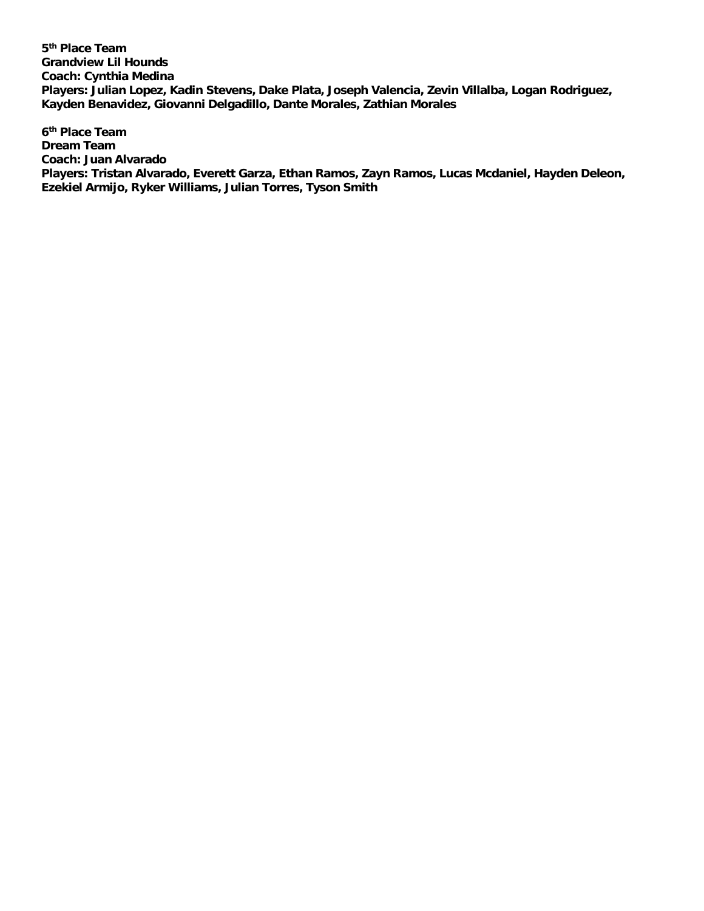**5th Place Team**
**Grandview Lil Hounds**
**Coach: Cynthia Medina**
**Players: Julian Lopez, Kadin Stevens, Dake Plata, Joseph Valencia, Zevin Villalba, Logan Rodriguez, Kayden Benavidez, Giovanni Delgadillo, Dante Morales, Zathian Morales**

**6th Place Team**
**Dream Team**
**Coach: Juan Alvarado**
**Players: Tristan Alvarado, Everett Garza, Ethan Ramos, Zayn Ramos, Lucas Mcdaniel, Hayden Deleon, Ezekiel Armijo, Ryker Williams, Julian Torres, Tyson Smith**